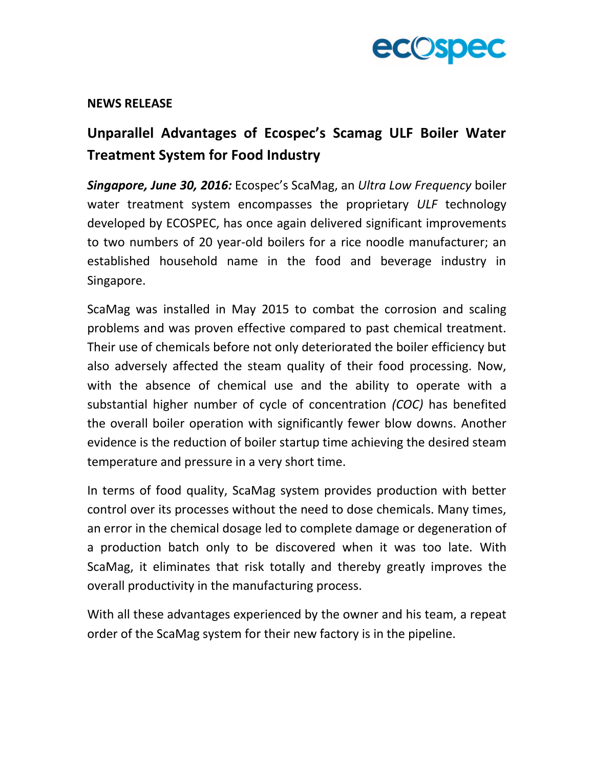**NEWS RELEASE**

## Unparallel Advantages of Ecospec's Scamag ULF Boiler Water Treatment System for Food Industry

***Singapore, June 30, 2016:*** Ecospec's ScaMag, an *Ultra Low Frequency* boiler water treatment system encompasses the proprietary *ULF* technology developed by ECOSPEC, has once again delivered significant improvements to two numbers of 20 year-old boilers for a rice noodle manufacturer; an established household name in the food and beverage industry in Singapore.

ScaMag was installed in May 2015 to combat the corrosion and scaling problems and was proven effective compared to past chemical treatment. Their use of chemicals before not only deteriorated the boiler efficiency but also adversely affected the steam quality of their food processing. Now, with the absence of chemical use and the ability to operate with a substantial higher number of cycle of concentration *(COC)* has benefited the overall boiler operation with significantly fewer blow downs. Another evidence is the reduction of boiler startup time achieving the desired steam temperature and pressure in a very short time.

In terms of food quality, ScaMag system provides production with better control over its processes without the need to dose chemicals. Many times, an error in the chemical dosage led to complete damage or degeneration of a production batch only to be discovered when it was too late. With ScaMag, it eliminates that risk totally and thereby greatly improves the overall productivity in the manufacturing process.

With all these advantages experienced by the owner and his team, a repeat order of the ScaMag system for their new factory is in the pipeline.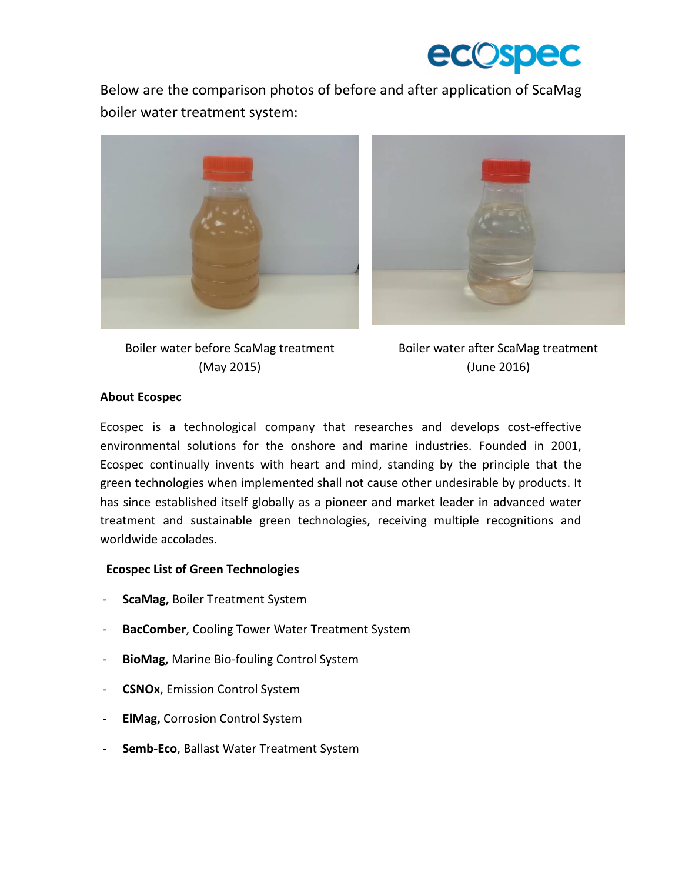Below are the comparison photos of before and after application of ScaMag boiler water treatment system:

Boiler water before ScaMag treatment (May 2015)

Boiler water after ScaMag treatment (June 2016)

**About Ecospec**

Ecospec is a technological company that researches and develops cost-effective environmental solutions for the onshore and marine industries. Founded in 2001, Ecospec continually invents with heart and mind, standing by the principle that the green technologies when implemented shall not cause other undesirable by products. It has since established itself globally as a pioneer and market leader in advanced water treatment and sustainable green technologies, receiving multiple recognitions and worldwide accolades.

**Ecospec List of Green Technologies**

- **ScaMag,** Boiler Treatment System
- **BacComber**, Cooling Tower Water Treatment System
- **BioMag,** Marine Bio-fouling Control System
- **CSNOx**, Emission Control System
- **ElMag,** Corrosion Control System
- **Semb-Eco**, Ballast Water Treatment System